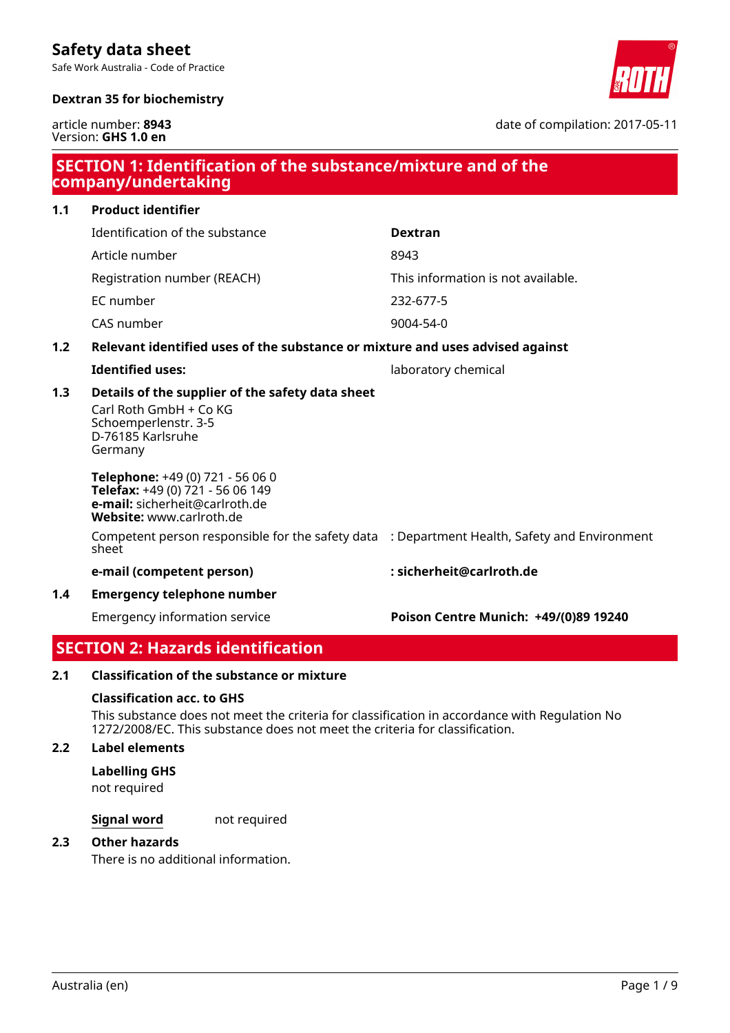# Safety data sheet

Safe Work Australia - Code of Practice

**Dextran 35 for biochemistry**

article number: **8943**
Version: **GHS 1.0 en**

date of compilation: 2017-05-11

## SECTION 1: Identification of the substance/mixture and of the company/undertaking

### 1.1 Product identifier

| | |
|---|---|
| Identification of the substance | **Dextran** |
| Article number | 8943 |
| Registration number (REACH) | This information is not available. |
| EC number | 232-677-5 |
| CAS number | 9004-54-0 |

### 1.2 Relevant identified uses of the substance or mixture and uses advised against

**Identified uses:** laboratory chemical

### 1.3 Details of the supplier of the safety data sheet

Carl Roth GmbH + Co KG
Schoemperlenstr. 3-5
D-76185 Karlsruhe
Germany

**Telephone:** +49 (0) 721 - 56 06 0
**Telefax:** +49 (0) 721 - 56 06 149
**e-mail:** sicherheit@carlroth.de
**Website:** www.carlroth.de

| | |
|---|---|
| Competent person responsible for the safety data sheet | : Department Health, Safety and Environment |
| **e-mail (competent person)** | **: sicherheit@carlroth.de** |

### 1.4 Emergency telephone number

| | |
|---|---|
| Emergency information service | **Poison Centre Munich: +49/(0)89 19240** |

## SECTION 2: Hazards identification

### 2.1 Classification of the substance or mixture

**Classification acc. to GHS**

This substance does not meet the criteria for classification in accordance with Regulation No 1272/2008/EC. This substance does not meet the criteria for classification.

### 2.2 Label elements

**Labelling GHS**

not required

**Signal word** not required

### 2.3 Other hazards

There is no additional information.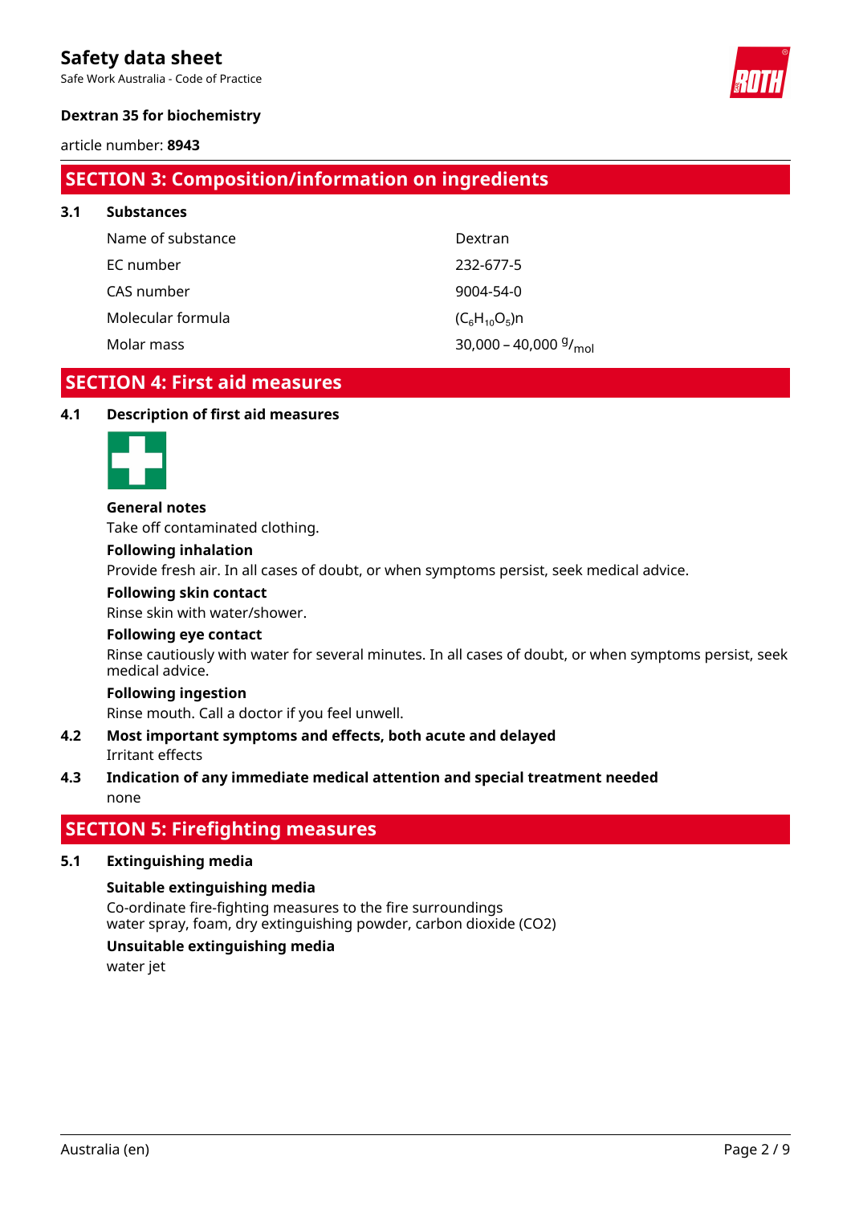## SECTION 3: Composition/information on ingredients

### 3.1 Substances

| | |
|---|---|
| Name of substance | Dextran |
| EC number | 232-677-5 |
| CAS number | 9004-54-0 |
| Molecular formula | $(C_6H_{10}O_5)n$ |
| Molar mass | 30,000 – 40,000 $^{g}/_{mol}$ |

## SECTION 4: First aid measures

### 4.1 Description of first aid measures

**General notes**

Take off contaminated clothing.

**Following inhalation**

Provide fresh air. In all cases of doubt, or when symptoms persist, seek medical advice.

**Following skin contact**

Rinse skin with water/shower.

**Following eye contact**

Rinse cautiously with water for several minutes. In all cases of doubt, or when symptoms persist, seek medical advice.

**Following ingestion**

Rinse mouth. Call a doctor if you feel unwell.

### 4.2 Most important symptoms and effects, both acute and delayed

Irritant effects

### 4.3 Indication of any immediate medical attention and special treatment needed

none

## SECTION 5: Firefighting measures

### 5.1 Extinguishing media

**Suitable extinguishing media**

Co-ordinate fire-fighting measures to the fire surroundings
water spray, foam, dry extinguishing powder, carbon dioxide ($CO_2$)

**Unsuitable extinguishing media**

water jet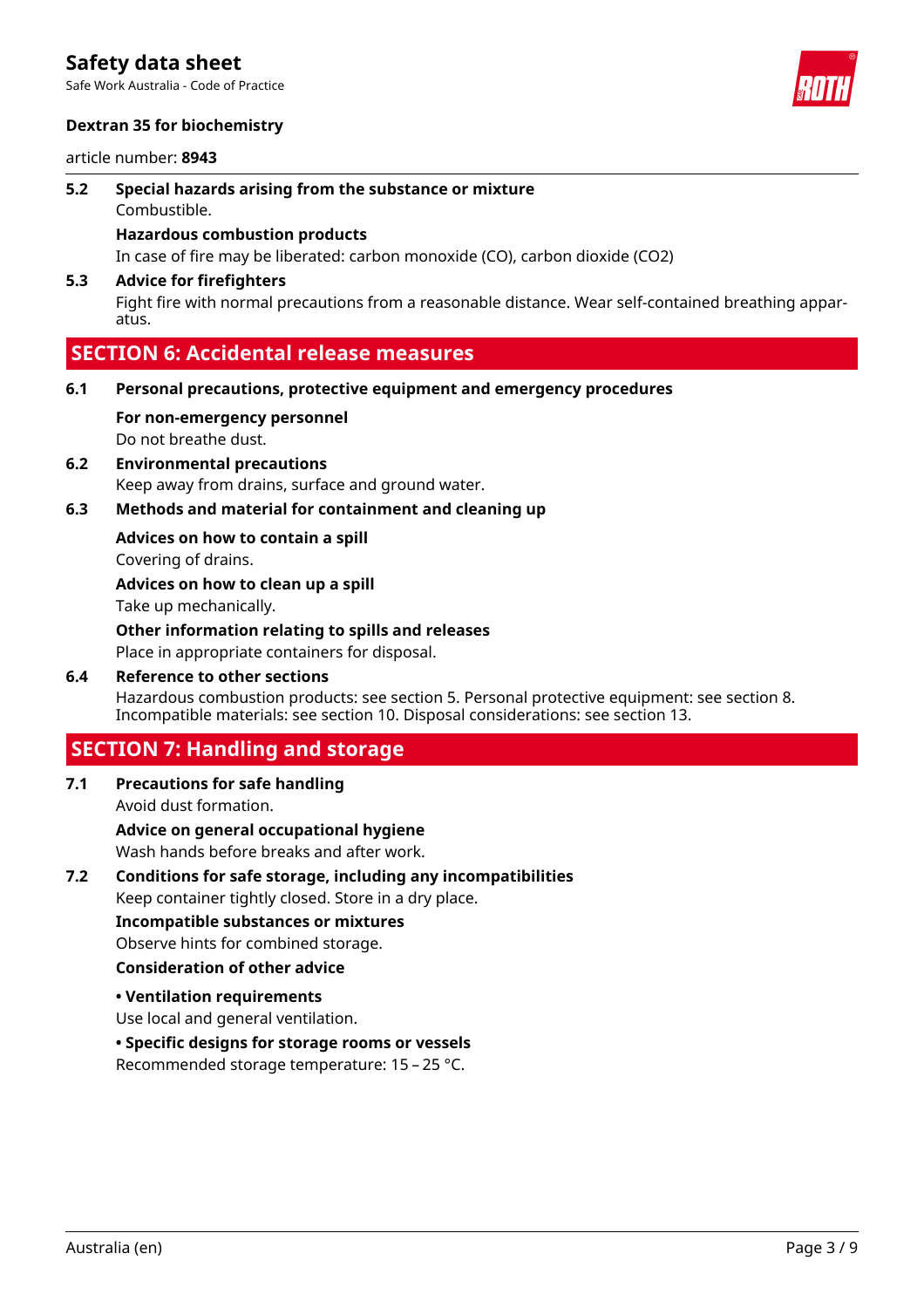### 5.2 Special hazards arising from the substance or mixture

Combustible.

**Hazardous combustion products**

In case of fire may be liberated: carbon monoxide (CO), carbon dioxide ($CO_2$)

### 5.3 Advice for firefighters

Fight fire with normal precautions from a reasonable distance. Wear self-contained breathing apparatus.

## SECTION 6: Accidental release measures

### 6.1 Personal precautions, protective equipment and emergency procedures

**For non-emergency personnel**

Do not breathe dust.

### 6.2 Environmental precautions

Keep away from drains, surface and ground water.

### 6.3 Methods and material for containment and cleaning up

**Advices on how to contain a spill**

Covering of drains.

**Advices on how to clean up a spill**

Take up mechanically.

**Other information relating to spills and releases**

Place in appropriate containers for disposal.

### 6.4 Reference to other sections

Hazardous combustion products: see section 5. Personal protective equipment: see section 8. Incompatible materials: see section 10. Disposal considerations: see section 13.

## SECTION 7: Handling and storage

### 7.1 Precautions for safe handling

Avoid dust formation.

**Advice on general occupational hygiene**

Wash hands before breaks and after work.

### 7.2 Conditions for safe storage, including any incompatibilities

Keep container tightly closed. Store in a dry place.

**Incompatible substances or mixtures**

Observe hints for combined storage.

**Consideration of other advice**

**• Ventilation requirements**

Use local and general ventilation.

**• Specific designs for storage rooms or vessels**

Recommended storage temperature: 15 – 25 °C.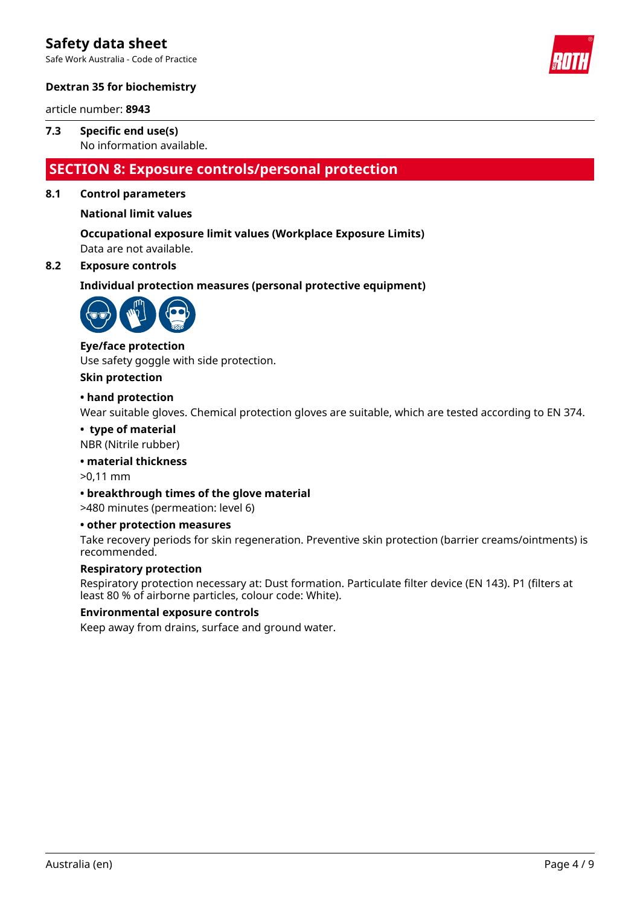### 7.3 Specific end use(s)

No information available.

## SECTION 8: Exposure controls/personal protection

### 8.1 Control parameters

**National limit values**

**Occupational exposure limit values (Workplace Exposure Limits)**

Data are not available.

### 8.2 Exposure controls

**Individual protection measures (personal protective equipment)**

**Eye/face protection**

Use safety goggle with side protection.

**Skin protection**

**• hand protection**

Wear suitable gloves. Chemical protection gloves are suitable, which are tested according to EN 374.

**• type of material**

NBR (Nitrile rubber)

**• material thickness**

>0,11 mm

**• breakthrough times of the glove material**

>480 minutes (permeation: level 6)

**• other protection measures**

Take recovery periods for skin regeneration. Preventive skin protection (barrier creams/ointments) is recommended.

**Respiratory protection**

Respiratory protection necessary at: Dust formation. Particulate filter device (EN 143). P1 (filters at least 80 % of airborne particles, colour code: White).

**Environmental exposure controls**

Keep away from drains, surface and ground water.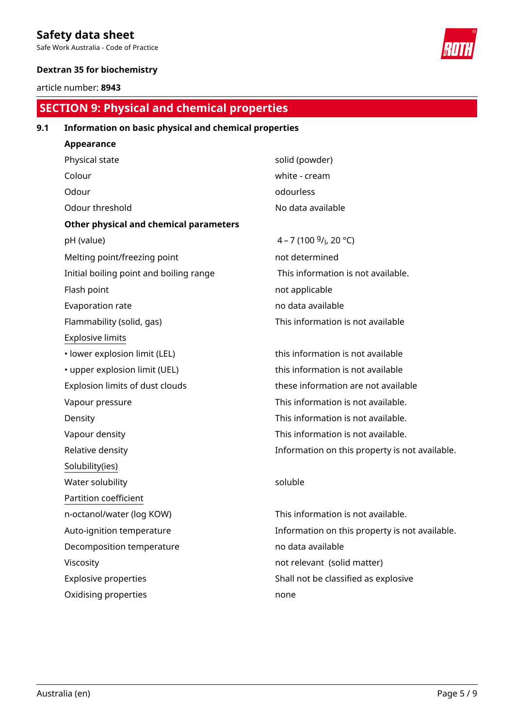## SECTION 9: Physical and chemical properties

### 9.1 Information on basic physical and chemical properties

**Appearance**

| | |
|---|---|
| Physical state | solid (powder) |
| Colour | white - cream |
| Odour | odourless |
| Odour threshold | No data available |

**Other physical and chemical parameters**

| | |
|---|---|
| pH (value) | 4 – 7 (100 $^{g}/_{l}$, 20 °C) |
| Melting point/freezing point | not determined |
| Initial boiling point and boiling range | This information is not available. |
| Flash point | not applicable |
| Evaporation rate | no data available |
| Flammability (solid, gas) | This information is not available |
| Explosive limits | |
| • lower explosion limit (LEL) | this information is not available |
| • upper explosion limit (UEL) | this information is not available |
| Explosion limits of dust clouds | these information are not available |
| Vapour pressure | This information is not available. |
| Density | This information is not available. |
| Vapour density | This information is not available. |
| Relative density | Information on this property is not available. |
| Solubility(ies) | |
| Water solubility | soluble |
| Partition coefficient | |
| n-octanol/water (log KOW) | This information is not available. |
| Auto-ignition temperature | Information on this property is not available. |
| Decomposition temperature | no data available |
| Viscosity | not relevant (solid matter) |
| Explosive properties | Shall not be classified as explosive |
| Oxidising properties | none |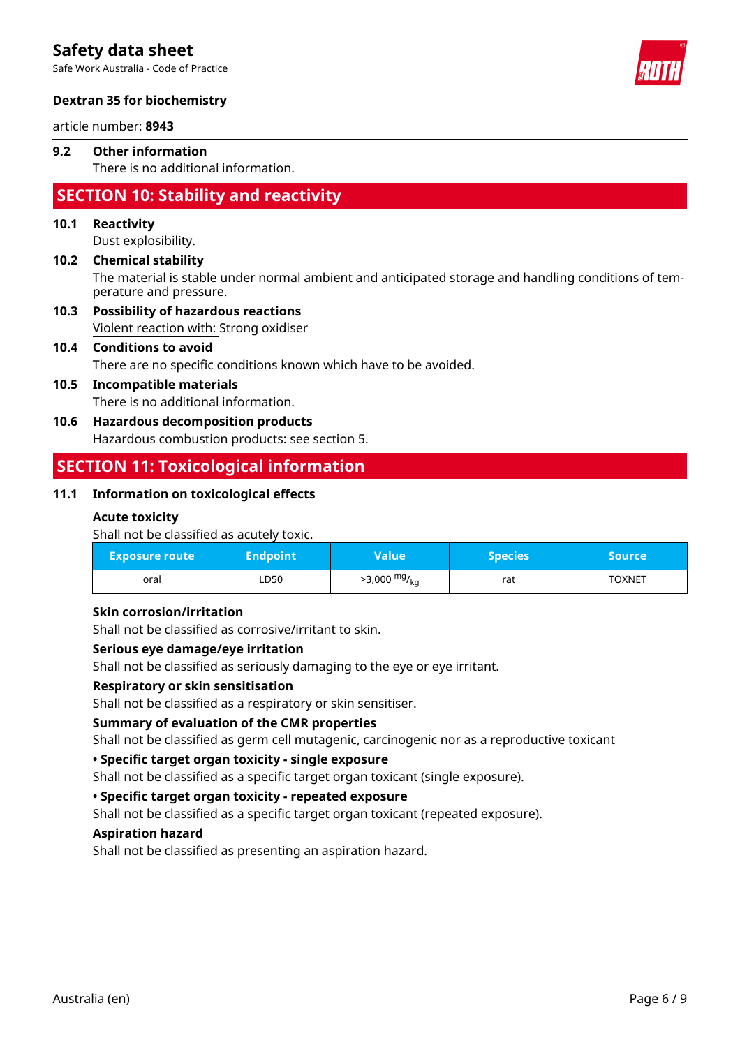### 9.2 Other information

There is no additional information.

## SECTION 10: Stability and reactivity

### 10.1 Reactivity

Dust explosibility.

### 10.2 Chemical stability

The material is stable under normal ambient and anticipated storage and handling conditions of temperature and pressure.

### 10.3 Possibility of hazardous reactions

Violent reaction with: Strong oxidiser

### 10.4 Conditions to avoid

There are no specific conditions known which have to be avoided.

### 10.5 Incompatible materials

There is no additional information.

### 10.6 Hazardous decomposition products

Hazardous combustion products: see section 5.

## SECTION 11: Toxicological information

### 11.1 Information on toxicological effects

**Acute toxicity**

Shall not be classified as acutely toxic.

| Exposure route | Endpoint | Value | Species | Source |
|---|---|---|---|---|
| oral | LD50 | >3,000 $^{mg}/_{kg}$ | rat | TOXNET |

**Skin corrosion/irritation**

Shall not be classified as corrosive/irritant to skin.

**Serious eye damage/eye irritation**

Shall not be classified as seriously damaging to the eye or eye irritant.

**Respiratory or skin sensitisation**

Shall not be classified as a respiratory or skin sensitiser.

**Summary of evaluation of the CMR properties**

Shall not be classified as germ cell mutagenic, carcinogenic nor as a reproductive toxicant

**• Specific target organ toxicity - single exposure**

Shall not be classified as a specific target organ toxicant (single exposure).

**• Specific target organ toxicity - repeated exposure**

Shall not be classified as a specific target organ toxicant (repeated exposure).

**Aspiration hazard**

Shall not be classified as presenting an aspiration hazard.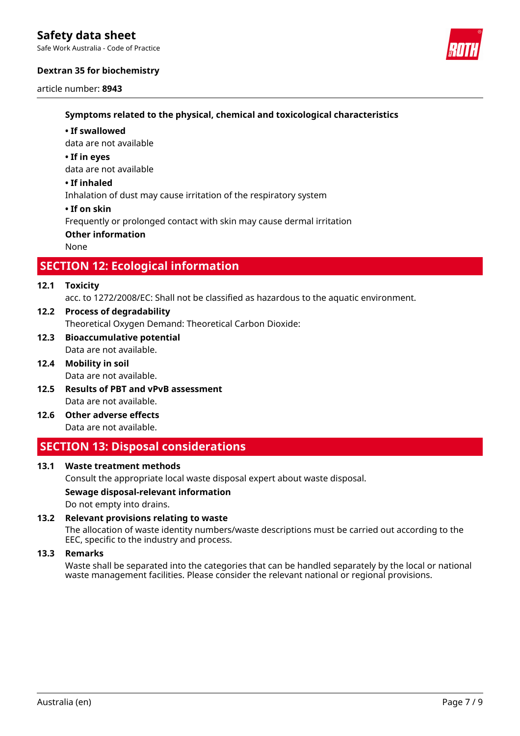**Symptoms related to the physical, chemical and toxicological characteristics**

**• If swallowed**

data are not available

**• If in eyes**

data are not available

**• If inhaled**

Inhalation of dust may cause irritation of the respiratory system

**• If on skin**

Frequently or prolonged contact with skin may cause dermal irritation

**Other information**

None

## SECTION 12: Ecological information

**12.1 Toxicity**

acc. to 1272/2008/EC: Shall not be classified as hazardous to the aquatic environment.

**12.2 Process of degradability**

Theoretical Oxygen Demand: Theoretical Carbon Dioxide:

**12.3 Bioaccumulative potential**

Data are not available.

**12.4 Mobility in soil**

Data are not available.

**12.5 Results of PBT and vPvB assessment**

Data are not available.

**12.6 Other adverse effects**

Data are not available.

## SECTION 13: Disposal considerations

**13.1 Waste treatment methods**

Consult the appropriate local waste disposal expert about waste disposal.

**Sewage disposal-relevant information**

Do not empty into drains.

**13.2 Relevant provisions relating to waste**

The allocation of waste identity numbers/waste descriptions must be carried out according to the EEC, specific to the industry and process.

**13.3 Remarks**

Waste shall be separated into the categories that can be handled separately by the local or national waste management facilities. Please consider the relevant national or regional provisions.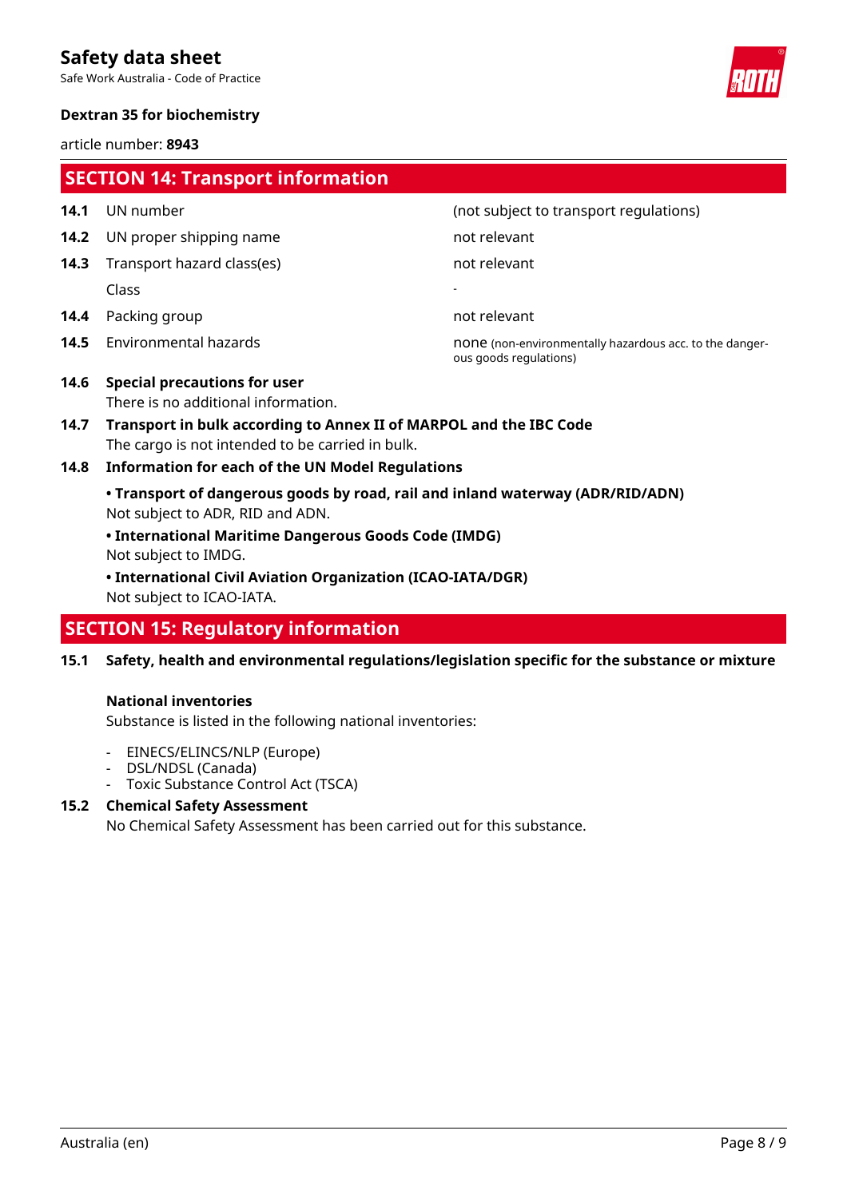## SECTION 14: Transport information

| | | |
|---|---|---|
| **14.1** | UN number | (not subject to transport regulations) |
| **14.2** | UN proper shipping name | not relevant |
| **14.3** | Transport hazard class(es) | not relevant |
| | Class | - |
| **14.4** | Packing group | not relevant |
| **14.5** | Environmental hazards | none (non-environmentally hazardous acc. to the dangerous goods regulations) |

**14.6 Special precautions for user**

There is no additional information.

**14.7 Transport in bulk according to Annex II of MARPOL and the IBC Code**

The cargo is not intended to be carried in bulk.

**14.8 Information for each of the UN Model Regulations**

**• Transport of dangerous goods by road, rail and inland waterway (ADR/RID/ADN)**

Not subject to ADR, RID and ADN.

**• International Maritime Dangerous Goods Code (IMDG)**

Not subject to IMDG.

**• International Civil Aviation Organization (ICAO-IATA/DGR)**

Not subject to ICAO-IATA.

## SECTION 15: Regulatory information

**15.1 Safety, health and environmental regulations/legislation specific for the substance or mixture**

**National inventories**

Substance is listed in the following national inventories:

- EINECS/ELINCS/NLP (Europe)
- DSL/NDSL (Canada)
- Toxic Substance Control Act (TSCA)

**15.2 Chemical Safety Assessment**

No Chemical Safety Assessment has been carried out for this substance.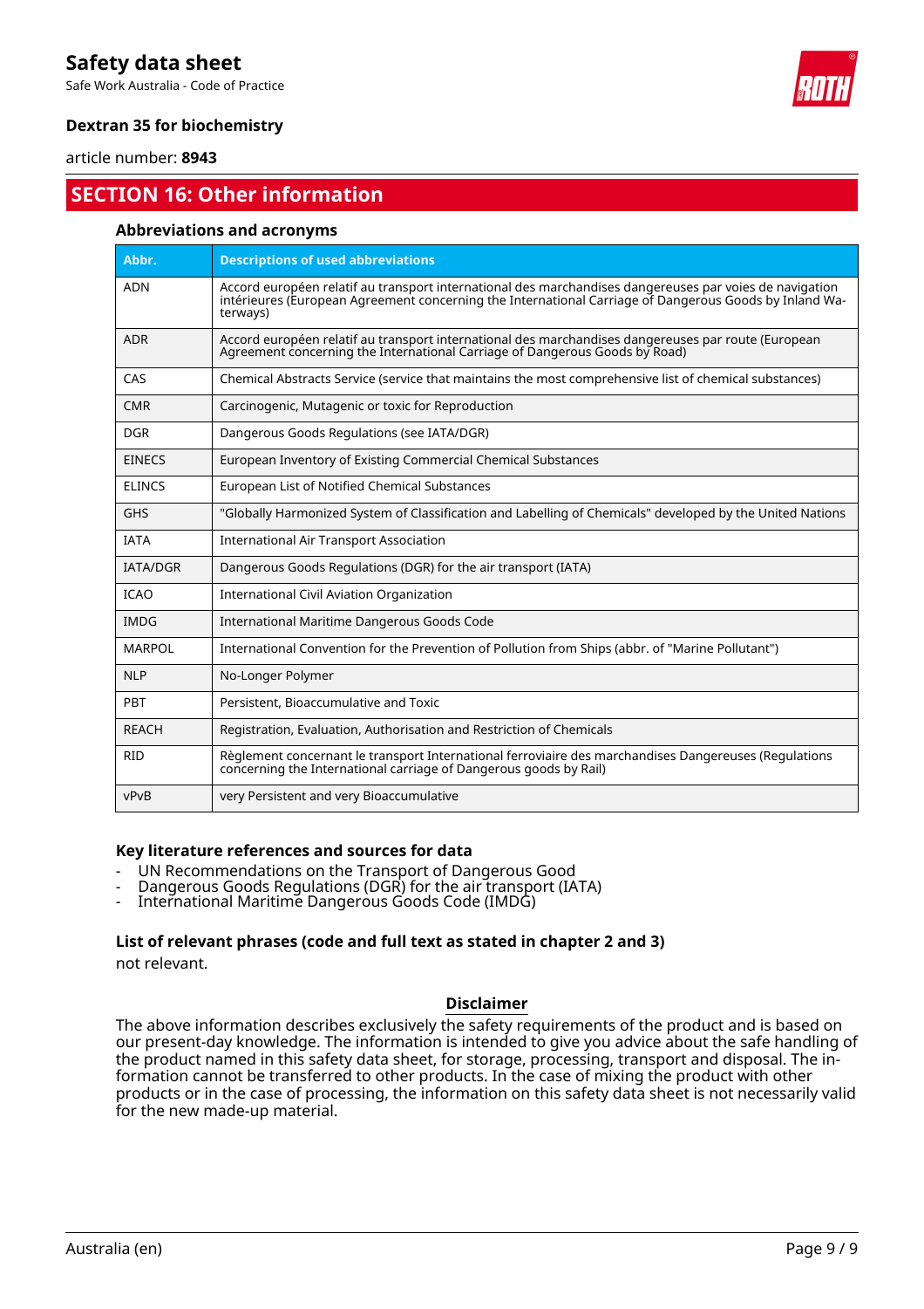## SECTION 16: Other information

### Abbreviations and acronyms

| Abbr. | Descriptions of used abbreviations |
|---|---|
| ADN | Accord européen relatif au transport international des marchandises dangereuses par voies de navigation intérieures (European Agreement concerning the International Carriage of Dangerous Goods by Inland Waterways) |
| ADR | Accord européen relatif au transport international des marchandises dangereuses par route (European Agreement concerning the International Carriage of Dangerous Goods by Road) |
| CAS | Chemical Abstracts Service (service that maintains the most comprehensive list of chemical substances) |
| CMR | Carcinogenic, Mutagenic or toxic for Reproduction |
| DGR | Dangerous Goods Regulations (see IATA/DGR) |
| EINECS | European Inventory of Existing Commercial Chemical Substances |
| ELINCS | European List of Notified Chemical Substances |
| GHS | "Globally Harmonized System of Classification and Labelling of Chemicals" developed by the United Nations |
| IATA | International Air Transport Association |
| IATA/DGR | Dangerous Goods Regulations (DGR) for the air transport (IATA) |
| ICAO | International Civil Aviation Organization |
| IMDG | International Maritime Dangerous Goods Code |
| MARPOL | International Convention for the Prevention of Pollution from Ships (abbr. of "Marine Pollutant") |
| NLP | No-Longer Polymer |
| PBT | Persistent, Bioaccumulative and Toxic |
| REACH | Registration, Evaluation, Authorisation and Restriction of Chemicals |
| RID | Règlement concernant le transport International ferroviaire des marchandises Dangereuses (Regulations concerning the International carriage of Dangerous goods by Rail) |
| vPvB | very Persistent and very Bioaccumulative |

### Key literature references and sources for data

- UN Recommendations on the Transport of Dangerous Good
- Dangerous Goods Regulations (DGR) for the air transport (IATA)
- International Maritime Dangerous Goods Code (IMDG)

### List of relevant phrases (code and full text as stated in chapter 2 and 3)

not relevant.

### Disclaimer

The above information describes exclusively the safety requirements of the product and is based on our present-day knowledge. The information is intended to give you advice about the safe handling of the product named in this safety data sheet, for storage, processing, transport and disposal. The information cannot be transferred to other products. In the case of mixing the product with other products or in the case of processing, the information on this safety data sheet is not necessarily valid for the new made-up material.